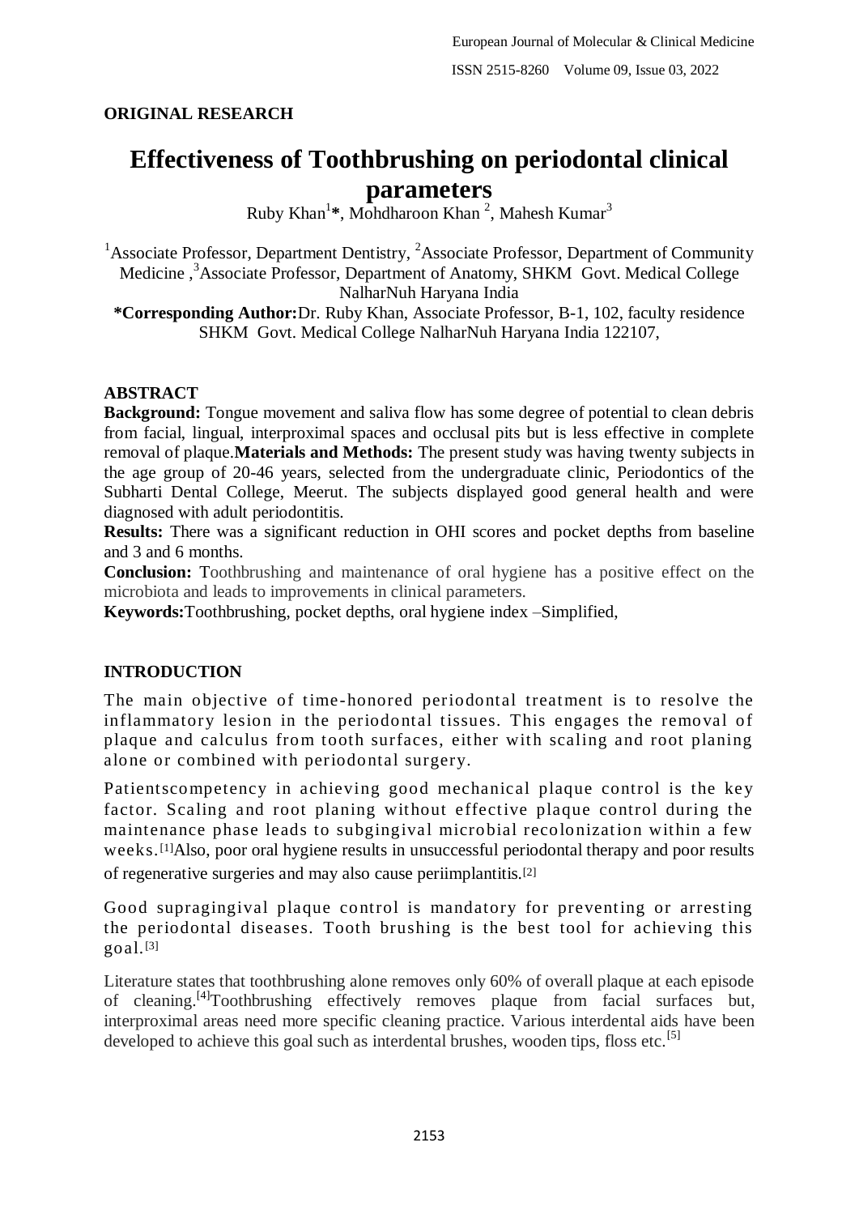**ORIGINAL RESEARCH**

# Effectiveness of Toothbrushing on periodontal clinical parameters

Ruby Khan[1]*, Mohdharoon Khan [2], Mahesh Kumar[3]

[1]Associate Professor, Department Dentistry, [2]Associate Professor, Department of Community Medicine ,[3]Associate Professor, Department of Anatomy, SHKM Govt. Medical College NalharNuh Haryana India

**\*Corresponding Author:**Dr. Ruby Khan, Associate Professor, B-1, 102, faculty residence SHKM Govt. Medical College NalharNuh Haryana India 122107,

## ABSTRACT

**Background:** Tongue movement and saliva flow has some degree of potential to clean debris from facial, lingual, interproximal spaces and occlusal pits but is less effective in complete removal of plaque.**Materials and Methods:** The present study was having twenty subjects in the age group of 20-46 years, selected from the undergraduate clinic, Periodontics of the Subharti Dental College, Meerut. The subjects displayed good general health and were diagnosed with adult periodontitis.

**Results:** There was a significant reduction in OHI scores and pocket depths from baseline and 3 and 6 months.

**Conclusion:** Toothbrushing and maintenance of oral hygiene has a positive effect on the microbiota and leads to improvements in clinical parameters.

**Keywords:**Toothbrushing, pocket depths, oral hygiene index –Simplified,

## INTRODUCTION

The main objective of time-honored periodontal treatment is to resolve the inflammatory lesion in the periodontal tissues. This engages the removal of plaque and calculus from tooth surfaces, either with scaling and root planing alone or combined with periodontal surgery.

Patientscompetency in achieving good mechanical plaque control is the key factor. Scaling and root planing without effective plaque control during the maintenance phase leads to subgingival microbial recolonization within a few weeks.[1]Also, poor oral hygiene results in unsuccessful periodontal therapy and poor results of regenerative surgeries and may also cause periimplantitis.[2]

Good supragingival plaque control is mandatory for preventing or arresting the periodontal diseases. Tooth brushing is the best tool for achieving this goal.[3]

Literature states that toothbrushing alone removes only 60% of overall plaque at each episode of cleaning.[4]Toothbrushing effectively removes plaque from facial surfaces but, interproximal areas need more specific cleaning practice. Various interdental aids have been developed to achieve this goal such as interdental brushes, wooden tips, floss etc.[5]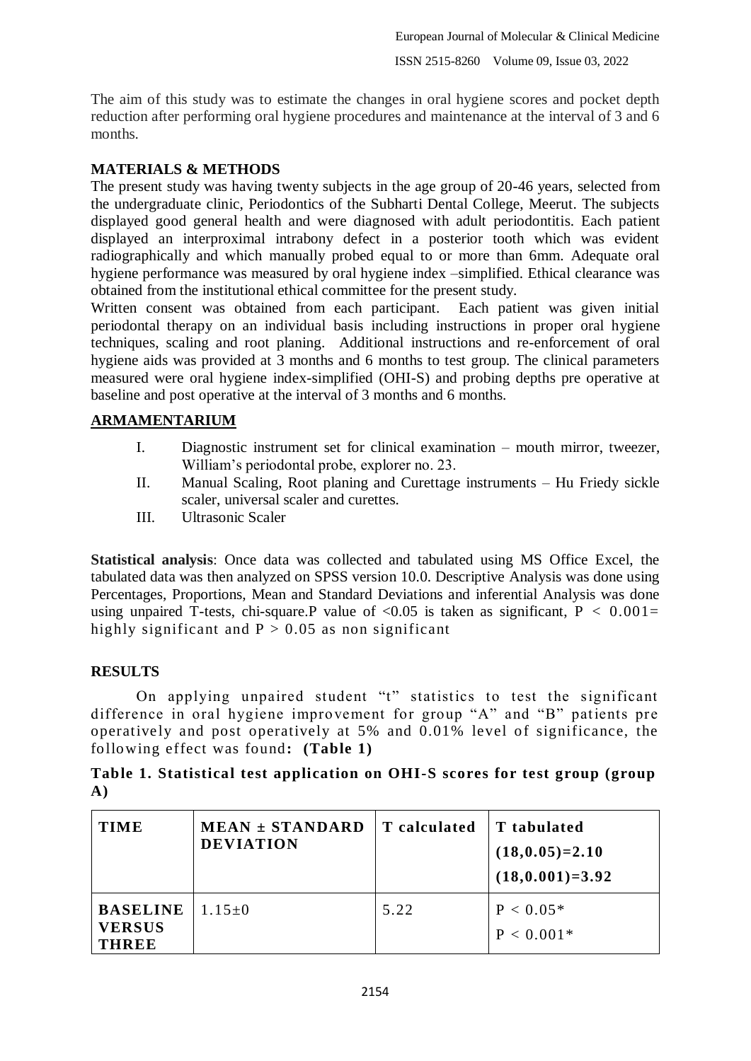The aim of this study was to estimate the changes in oral hygiene scores and pocket depth reduction after performing oral hygiene procedures and maintenance at the interval of 3 and 6 months.

## MATERIALS & METHODS

The present study was having twenty subjects in the age group of 20-46 years, selected from the undergraduate clinic, Periodontics of the Subharti Dental College, Meerut. The subjects displayed good general health and were diagnosed with adult periodontitis. Each patient displayed an interproximal intrabony defect in a posterior tooth which was evident radiographically and which manually probed equal to or more than 6mm. Adequate oral hygiene performance was measured by oral hygiene index –simplified. Ethical clearance was obtained from the institutional ethical committee for the present study.

Written consent was obtained from each participant. Each patient was given initial periodontal therapy on an individual basis including instructions in proper oral hygiene techniques, scaling and root planing. Additional instructions and re-enforcement of oral hygiene aids was provided at 3 months and 6 months to test group. The clinical parameters measured were oral hygiene index-simplified (OHI-S) and probing depths pre operative at baseline and post operative at the interval of 3 months and 6 months.

## ARMAMENTARIUM

I. Diagnostic instrument set for clinical examination – mouth mirror, tweezer, William's periodontal probe, explorer no. 23.
II. Manual Scaling, Root planing and Curettage instruments – Hu Friedy sickle scaler, universal scaler and curettes.
III. Ultrasonic Scaler

**Statistical analysis**: Once data was collected and tabulated using MS Office Excel, the tabulated data was then analyzed on SPSS version 10.0. Descriptive Analysis was done using Percentages, Proportions, Mean and Standard Deviations and inferential Analysis was done using unpaired T-tests, chi-square.P value of <0.05 is taken as significant, $P < 0.001$= highly significant and $P > 0.05$ as non significant

## RESULTS

On applying unpaired student "t" statistics to test the significant difference in oral hygiene improvement for group "A" and "B" patients pre operatively and post operatively at 5% and 0.01% level of significance, the following effect was found**: (Table 1)**

**Table 1. Statistical test application on OHI-S scores for test group (group A)**

| TIME | MEAN ± STANDARD DEVIATION | T calculated | T tabulated (18,0.05)=2.10 (18,0.001)=3.92 |
|---|---|---|---|
| BASELINE VERSUS THREE | 1.15±0 | 5.22 | P < 0.05* P < 0.001* |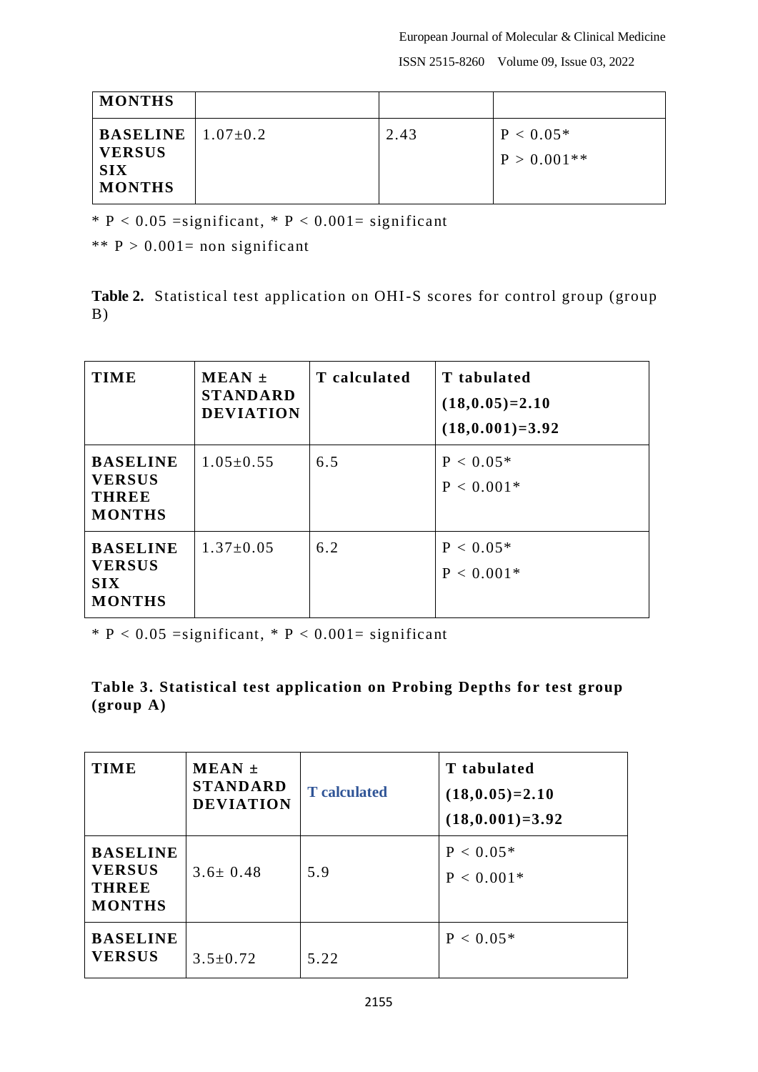| MONTHS | | | |
|---|---|---|---|
| BASELINE VERSUS SIX MONTHS | 1.07±0.2 | 2.43 | P < 0.05*<br>P > 0.001** |

* P < 0.05 =significant, * P < 0.001= significant

** P > 0.001= non significant

**Table 2.** Statistical test application on OHI-S scores for control group (group B)

| TIME | MEAN ± STANDARD DEVIATION | T calculated | T tabulated (18,0.05)=2.10 (18,0.001)=3.92 |
|---|---|---|---|
| BASELINE VERSUS THREE MONTHS | 1.05±0.55 | 6.5 | P < 0.05*<br>P < 0.001* |
| BASELINE VERSUS SIX MONTHS | 1.37±0.05 | 6.2 | P < 0.05*<br>P < 0.001* |

* P < 0.05 =significant, * P < 0.001= significant

**Table 3. Statistical test application on Probing Depths for test group (group A)**

| TIME | MEAN ± STANDARD DEVIATION | T calculated | T tabulated (18,0.05)=2.10 (18,0.001)=3.92 |
|---|---|---|---|
| BASELINE VERSUS THREE MONTHS | 3.6± 0.48 | 5.9 | P < 0.05*<br>P < 0.001* |
| BASELINE VERSUS | 3.5±0.72 | 5.22 | P < 0.05* |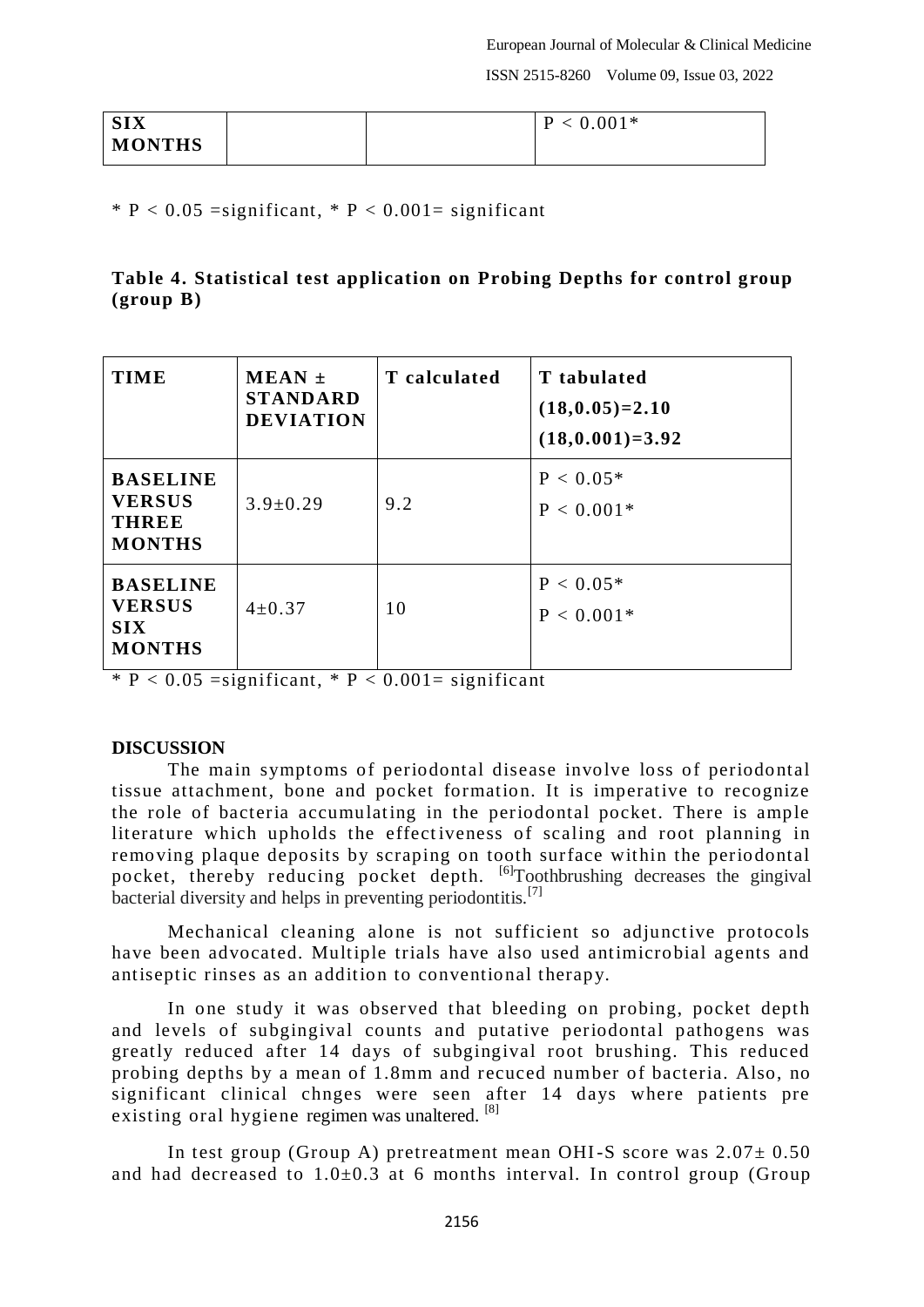| SIX MONTHS | | | $P < 0.001$* |
|---|---|---|---|

* $P < 0.05$ =significant, * $P < 0.001$= significant

**Table 4. Statistical test application on Probing Depths for control group (group B)**

| TIME | MEAN ± STANDARD DEVIATION | T calculated | T tabulated (18,0.05)=2.10 (18,0.001)=3.92 |
|---|---|---|---|
| BASELINE VERSUS THREE MONTHS | 3.9±0.29 | 9.2 | $P < 0.05$* $P < 0.001$* |
| BASELINE VERSUS SIX MONTHS | 4±0.37 | 10 | $P < 0.05$* $P < 0.001$* |

* $P < 0.05$ =significant, * $P < 0.001$= significant

## DISCUSSION

The main symptoms of periodontal disease involve loss of periodontal tissue attachment, bone and pocket formation. It is imperative to recognize the role of bacteria accumulating in the periodontal pocket. There is ample literature which upholds the effectiveness of scaling and root planning in removing plaque deposits by scraping on tooth surface within the periodontal pocket, thereby reducing pocket depth. [6]Toothbrushing decreases the gingival bacterial diversity and helps in preventing periodontitis.[7]

Mechanical cleaning alone is not sufficient so adjunctive protocols have been advocated. Multiple trials have also used antimicrobial agents and antiseptic rinses as an addition to conventional therapy.

In one study it was observed that bleeding on probing, pocket depth and levels of subgingival counts and putative periodontal pathogens was greatly reduced after 14 days of subgingival root brushing. This reduced probing depths by a mean of 1.8mm and recuced number of bacteria. Also, no significant clinical chnges were seen after 14 days where patients pre existing oral hygiene regimen was unaltered. [8]

In test group (Group A) pretreatment mean OHI-S score was 2.07± 0.50 and had decreased to 1.0±0.3 at 6 months interval. In control group (Group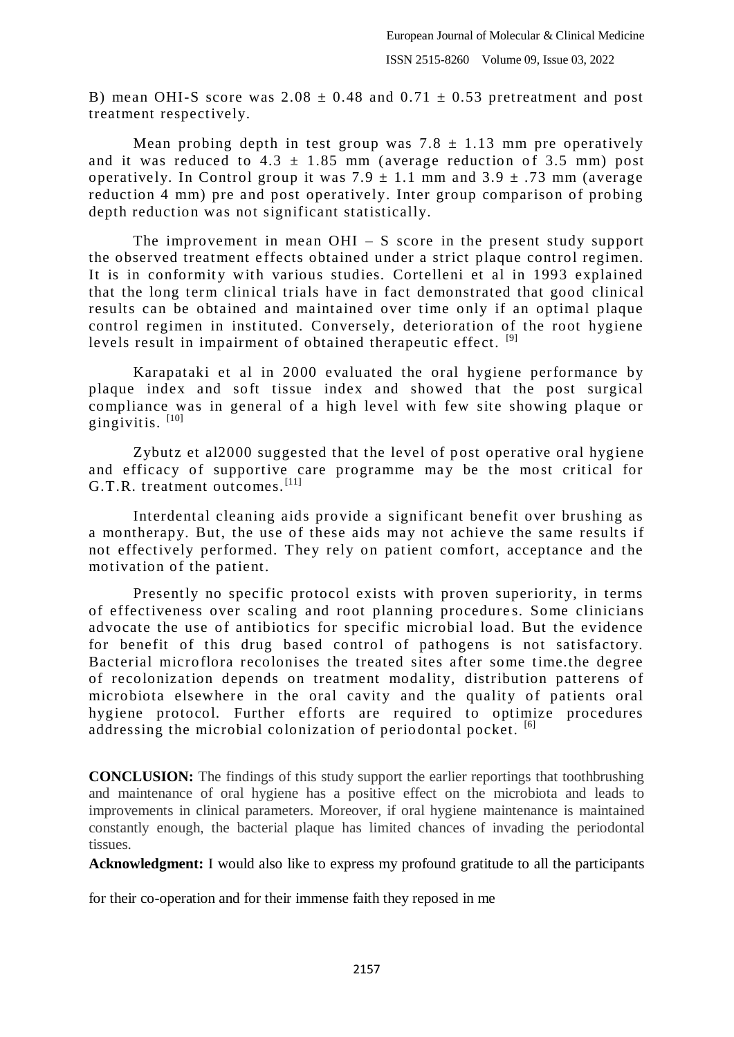B) mean OHI-S score was $2.08 \pm 0.48$ and $0.71 \pm 0.53$ pretreatment and post treatment respectively.

Mean probing depth in test group was $7.8 \pm 1.13$ mm pre operatively and it was reduced to $4.3 \pm 1.85$ mm (average reduction of 3.5 mm) post operatively. In Control group it was $7.9 \pm 1.1$ mm and $3.9 \pm .73$ mm (average reduction 4 mm) pre and post operatively. Inter group comparison of probing depth reduction was not significant statistically.

The improvement in mean OHI – S score in the present study support the observed treatment effects obtained under a strict plaque control regimen. It is in conformity with various studies. Cortelleni et al in 1993 explained that the long term clinical trials have in fact demonstrated that good clinical results can be obtained and maintained over time only if an optimal plaque control regimen in instituted. Conversely, deterioration of the root hygiene levels result in impairment of obtained therapeutic effect. [9]

Karapataki et al in 2000 evaluated the oral hygiene performance by plaque index and soft tissue index and showed that the post surgical compliance was in general of a high level with few site showing plaque or gingivitis. [10]

Zybutz et al2000 suggested that the level of post operative oral hygiene and efficacy of supportive care programme may be the most critical for G.T.R. treatment outcomes.[11]

Interdental cleaning aids provide a significant benefit over brushing as a montherapy. But, the use of these aids may not achieve the same results if not effectively performed. They rely on patient comfort, acceptance and the motivation of the patient.

Presently no specific protocol exists with proven superiority, in terms of effectiveness over scaling and root planning procedures. Some clinicians advocate the use of antibiotics for specific microbial load. But the evidence for benefit of this drug based control of pathogens is not satisfactory. Bacterial microflora recolonises the treated sites after some time.the degree of recolonization depends on treatment modality, distribution patterens of microbiota elsewhere in the oral cavity and the quality of patients oral hygiene protocol. Further efforts are required to optimize procedures addressing the microbial colonization of periodontal pocket. [6]

**CONCLUSION:** The findings of this study support the earlier reportings that toothbrushing and maintenance of oral hygiene has a positive effect on the microbiota and leads to improvements in clinical parameters. Moreover, if oral hygiene maintenance is maintained constantly enough, the bacterial plaque has limited chances of invading the periodontal tissues.

**Acknowledgment:** I would also like to express my profound gratitude to all the participants for their co-operation and for their immense faith they reposed in me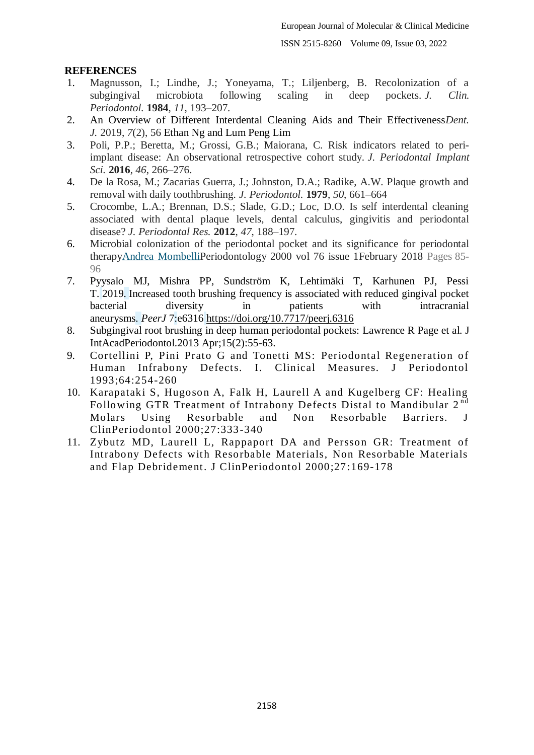## REFERENCES

1. Magnusson, I.; Lindhe, J.; Yoneyama, T.; Liljenberg, B. Recolonization of a subgingival microbiota following scaling in deep pockets. *J. Clin. Periodontol.* **1984**, *11*, 193–207.
2. An Overview of Different Interdental Cleaning Aids and Their Effectiveness*Dent. J.* 2019, *7*(2), 56 Ethan Ng and Lum Peng Lim
3. Poli, P.P.; Beretta, M.; Grossi, G.B.; Maiorana, C. Risk indicators related to peri-implant disease: An observational retrospective cohort study. *J. Periodontal Implant Sci.* **2016**, *46*, 266–276.
4. De la Rosa, M.; Zacarias Guerra, J.; Johnston, D.A.; Radike, A.W. Plaque growth and removal with daily toothbrushing. *J. Periodontol.* **1979**, *50*, 661–664
5. Crocombe, L.A.; Brennan, D.S.; Slade, G.D.; Loc, D.O. Is self interdental cleaning associated with dental plaque levels, dental calculus, gingivitis and periodontal disease? *J. Periodontal Res.* **2012**, *47*, 188–197.
6. Microbial colonization of the periodontal pocket and its significance for periodontal therapyAndrea MombelliPeriodontology 2000 vol 76 issue 1February 2018 Pages 85-96
7. Pyysalo MJ, Mishra PP, Sundström K, Lehtimäki T, Karhunen PJ, Pessi T. 2019. Increased tooth brushing frequency is associated with reduced gingival pocket bacterial diversity in patients with intracranial aneurysms. *PeerJ* 7:e6316 https://doi.org/10.7717/peerj.6316
8. Subgingival root brushing in deep human periodontal pockets: Lawrence R Page et al. J IntAcadPeriodontol.2013 Apr;15(2):55-63.
9. Cortellini P, Pini Prato G and Tonetti MS: Periodontal Regeneration of Human Infrabony Defects. I. Clinical Measures. J Periodontol 1993;64:254-260
10. Karapataki S, Hugoson A, Falk H, Laurell A and Kugelberg CF: Healing Following GTR Treatment of Intrabony Defects Distal to Mandibular 2nd Molars Using Resorbable and Non Resorbable Barriers. J ClinPeriodontol 2000;27:333-340
11. Zybutz MD, Laurell L, Rappaport DA and Persson GR: Treatment of Intrabony Defects with Resorbable Materials, Non Resorbable Materials and Flap Debridement. J ClinPeriodontol 2000;27:169-178